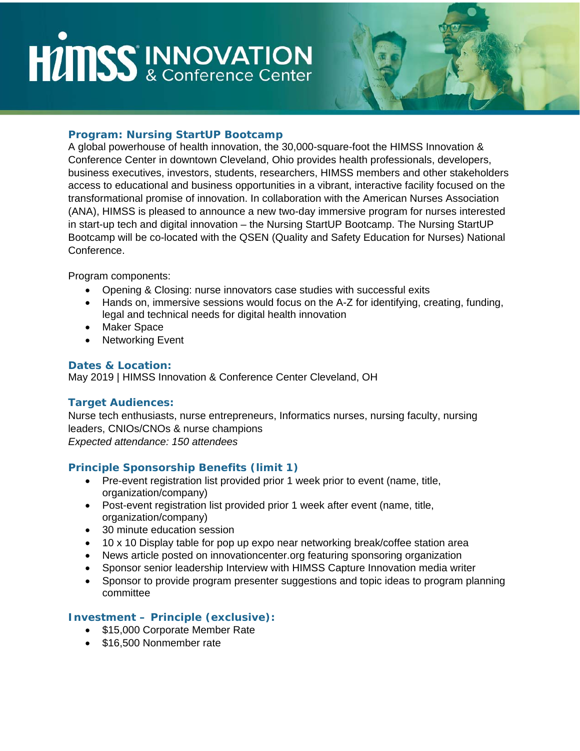# HIMSS INNOVATION & Conference Center

## Program: Nursing StartUP Bootcamp

A global powerhouse of health innovation, the 30,000-square-foot the HIMSS Innovation & Conference Center in downtown Cleveland, Ohio provides health professionals, developers, business executives, investors, students, researchers, HIMSS members and other stakeholders access to educational and business opportunities in a vibrant, interactive facility focused on the transformational promise of innovation. In collaboration with the American Nurses Association (ANA), HIMSS is pleased to announce a new two-day immersive program for nurses interested in start-up tech and digital innovation – the Nursing StartUP Bootcamp. The Nursing StartUP Bootcamp will be co-located with the QSEN (Quality and Safety Education for Nurses) National Conference.

Program components:

- Opening & Closing: nurse innovators case studies with successful exits
- Hands on, immersive sessions would focus on the A-Z for identifying, creating, funding, legal and technical needs for digital health innovation
- Maker Space
- Networking Event

## Dates & Location:

May 2019 | HIMSS Innovation & Conference Center Cleveland, OH

## Target Audiences:

Nurse tech enthusiasts, nurse entrepreneurs, Informatics nurses, nursing faculty, nursing leaders, CNIOs/CNOs & nurse champions
*Expected attendance: 150 attendees*

## Principle Sponsorship Benefits (limit 1)

- Pre-event registration list provided prior 1 week prior to event (name, title, organization/company)
- Post-event registration list provided prior 1 week after event (name, title, organization/company)
- 30 minute education session
- 10 x 10 Display table for pop up expo near networking break/coffee station area
- News article posted on innovationcenter.org featuring sponsoring organization
- Sponsor senior leadership Interview with HIMSS Capture Innovation media writer
- Sponsor to provide program presenter suggestions and topic ideas to program planning committee

## Investment – Principle (exclusive):

- $15,000 Corporate Member Rate
- $16,500 Nonmember rate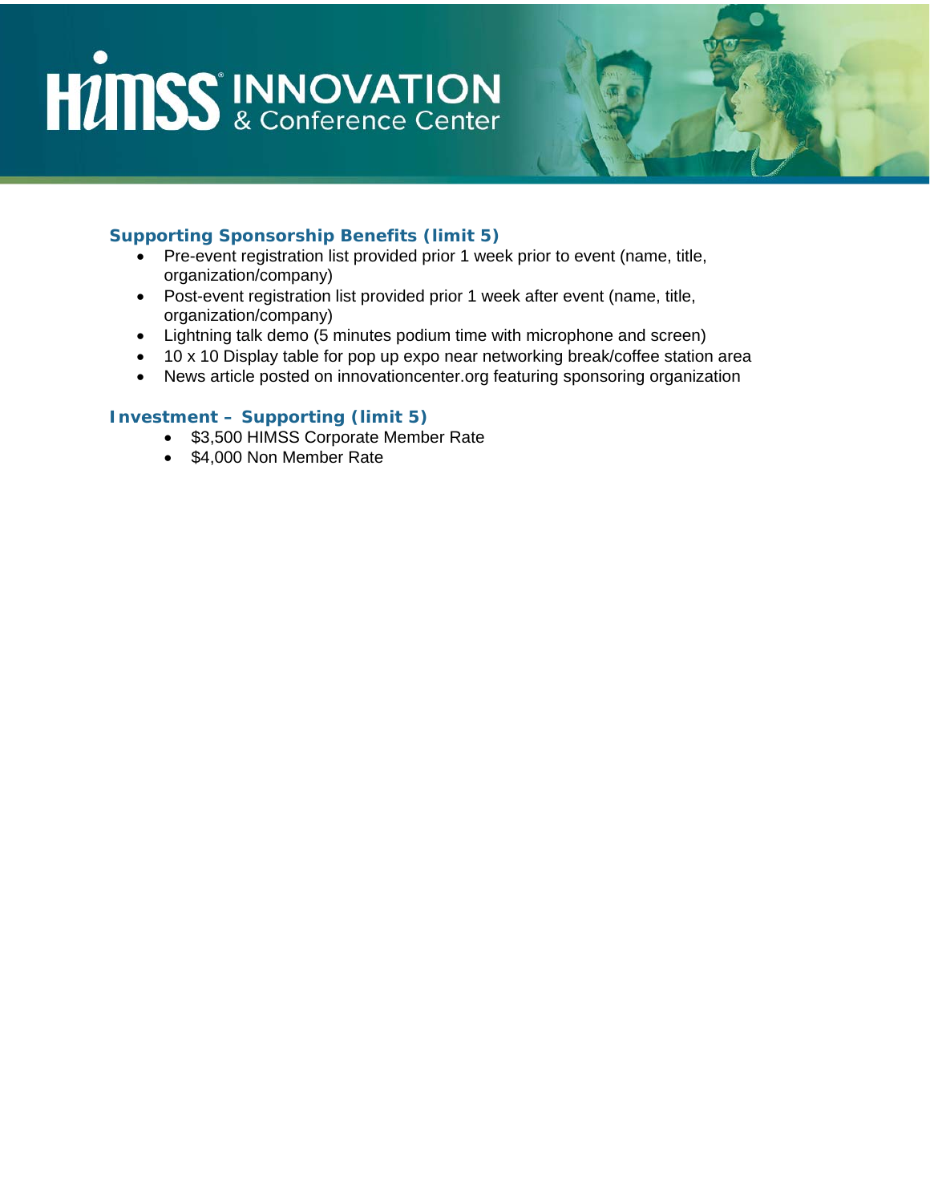### Supporting Sponsorship Benefits (limit 5)

- Pre-event registration list provided prior 1 week prior to event (name, title, organization/company)
- Post-event registration list provided prior 1 week after event (name, title, organization/company)
- Lightning talk demo (5 minutes podium time with microphone and screen)
- 10 x 10 Display table for pop up expo near networking break/coffee station area
- News article posted on innovationcenter.org featuring sponsoring organization

### Investment – Supporting (limit 5)

- $3,500 HIMSS Corporate Member Rate
- $4,000 Non Member Rate